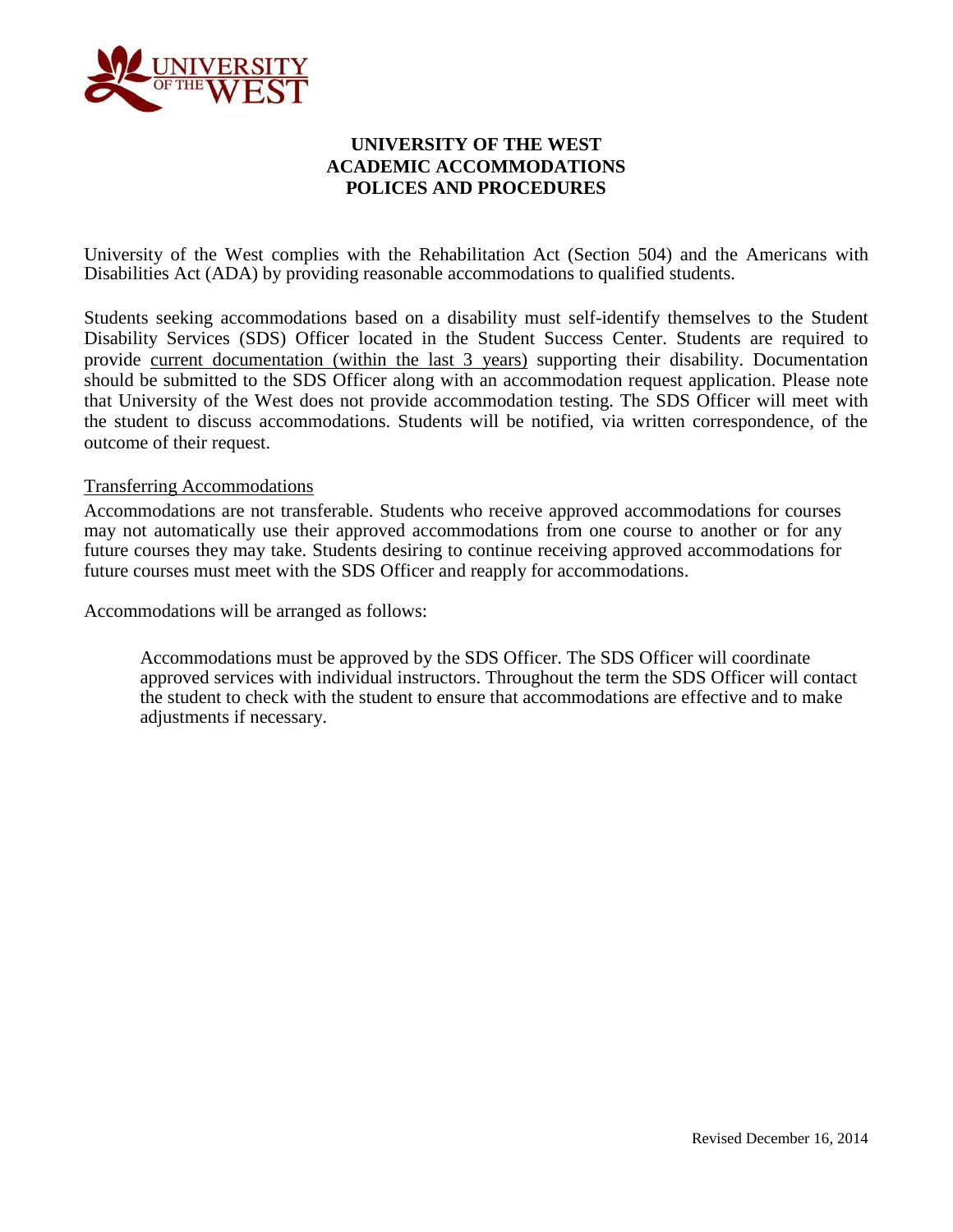# UNIVERSITY OF THE WEST
# ACADEMIC ACCOMMODATIONS
# POLICES AND PROCEDURES

University of the West complies with the Rehabilitation Act (Section 504) and the Americans with Disabilities Act (ADA) by providing reasonable accommodations to qualified students.

Students seeking accommodations based on a disability must self-identify themselves to the Student Disability Services (SDS) Officer located in the Student Success Center. Students are required to provide current documentation (within the last 3 years) supporting their disability. Documentation should be submitted to the SDS Officer along with an accommodation request application. Please note that University of the West does not provide accommodation testing. The SDS Officer will meet with the student to discuss accommodations. Students will be notified, via written correspondence, of the outcome of their request.

## Transferring Accommodations

Accommodations are not transferable. Students who receive approved accommodations for courses may not automatically use their approved accommodations from one course to another or for any future courses they may take. Students desiring to continue receiving approved accommodations for future courses must meet with the SDS Officer and reapply for accommodations.

Accommodations will be arranged as follows:

> Accommodations must be approved by the SDS Officer. The SDS Officer will coordinate approved services with individual instructors. Throughout the term the SDS Officer will contact the student to check with the student to ensure that accommodations are effective and to make adjustments if necessary.

Revised December 16, 2014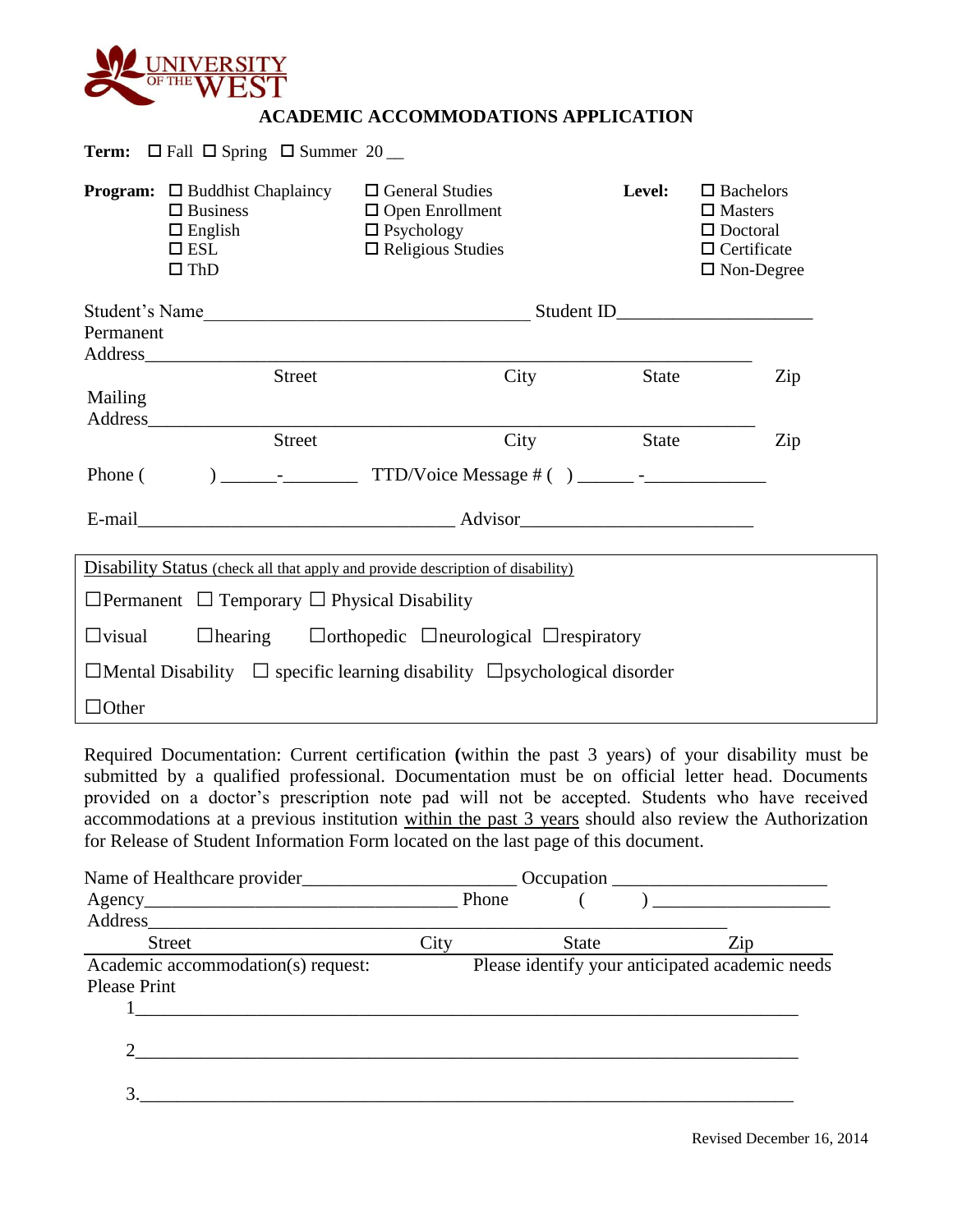UNIVERSITY OF THE WEST

## ACADEMIC ACCOMMODATIONS APPLICATION

**Term:** ☐ Fall ☐ Spring ☐ Summer 20 __

**Program:** ☐ Buddhist Chaplaincy ☐ Business ☐ English ☐ ESL ☐ ThD ☐ General Studies ☐ Open Enrollment ☐ Psychology ☐ Religious Studies

**Level:** ☐ Bachelors ☐ Masters ☐ Doctoral ☐ Certificate ☐ Non-Degree

Student's Name________________________________ Student ID____________________

Permanent Address______________________________________________________________
Street City State Zip

Mailing Address______________________________________________________________
Street City State Zip

Phone (      ) ______-________ TTD/Voice Message # ( ) ______ -____________

E-mail________________________________ Advisor________________________

Disability Status (check all that apply and provide description of disability)

☐Permanent ☐ Temporary ☐ Physical Disability

☐visual ☐hearing ☐orthopedic ☐neurological ☐respiratory

☐Mental Disability ☐ specific learning disability ☐psychological disorder

☐Other

Required Documentation: Current certification **(**within the past 3 years) of your disability must be submitted by a qualified professional. Documentation must be on official letter head. Documents provided on a doctor's prescription note pad will not be accepted. Students who have received accommodations at a previous institution within the past 3 years should also review the Authorization for Release of Student Information Form located on the last page of this document.

Name of Healthcare provider______________________ Occupation ______________________

Agency________________________________ Phone (      ) ___________________

Address______________________________________________________________
Street City State Zip

Academic accommodation(s) request: Please identify your anticipated academic needs

Please Print

1______________________________________________________________________

2______________________________________________________________________

3.______________________________________________________________________

Revised December 16, 2014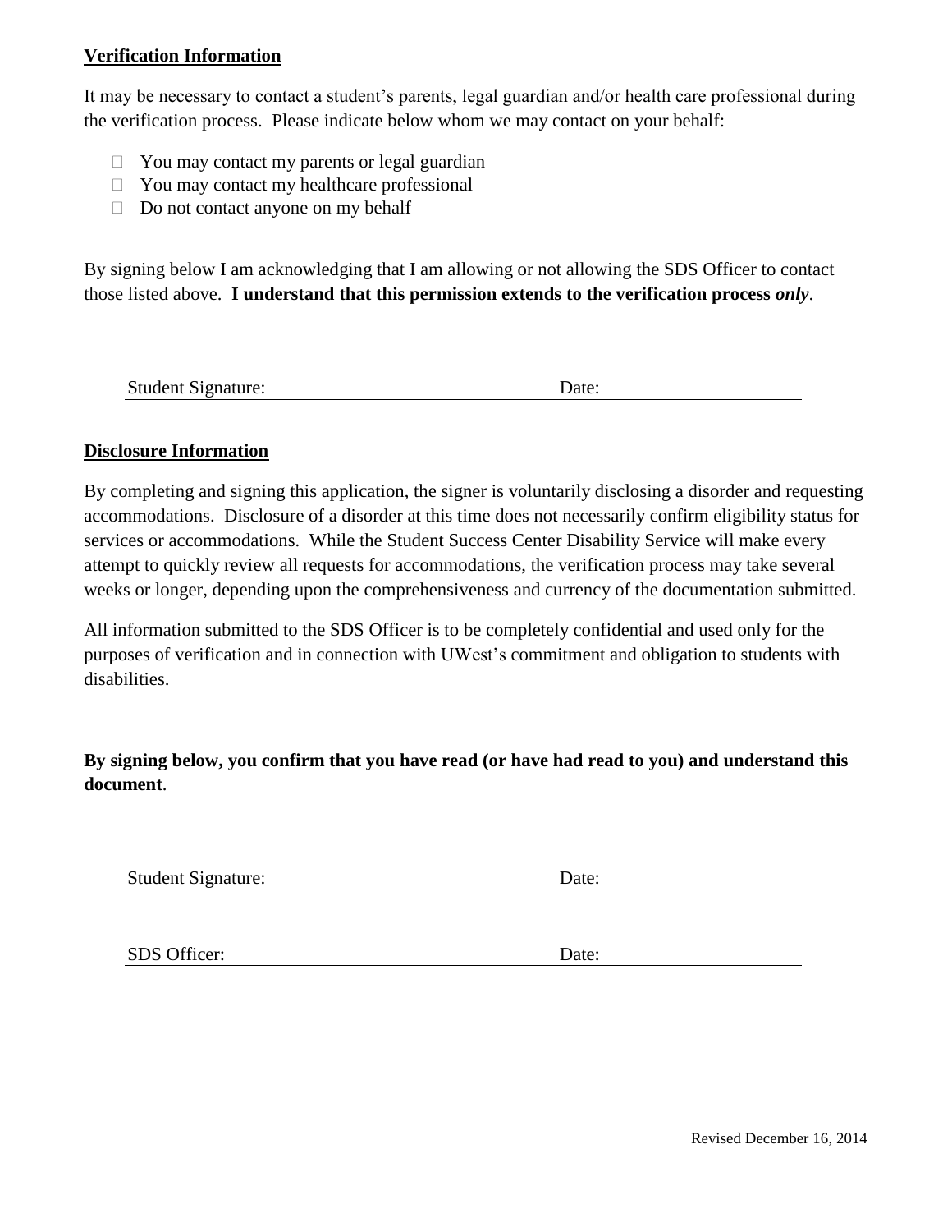**Verification Information**

It may be necessary to contact a student's parents, legal guardian and/or health care professional during the verification process. Please indicate below whom we may contact on your behalf:

- ☐ You may contact my parents or legal guardian
- ☐ You may contact my healthcare professional
- ☐ Do not contact anyone on my behalf

By signing below I am acknowledging that I am allowing or not allowing the SDS Officer to contact those listed above. **I understand that this permission extends to the verification process *only*.**

Student Signature: ______________________________ Date: ____________________

**Disclosure Information**

By completing and signing this application, the signer is voluntarily disclosing a disorder and requesting accommodations. Disclosure of a disorder at this time does not necessarily confirm eligibility status for services or accommodations. While the Student Success Center Disability Service will make every attempt to quickly review all requests for accommodations, the verification process may take several weeks or longer, depending upon the comprehensiveness and currency of the documentation submitted.

All information submitted to the SDS Officer is to be completely confidential and used only for the purposes of verification and in connection with UWest's commitment and obligation to students with disabilities.

**By signing below, you confirm that you have read (or have had read to you) and understand this document**.

Student Signature: ______________________________ Date: ____________________

SDS Officer: ______________________________ Date: ____________________

Revised December 16, 2014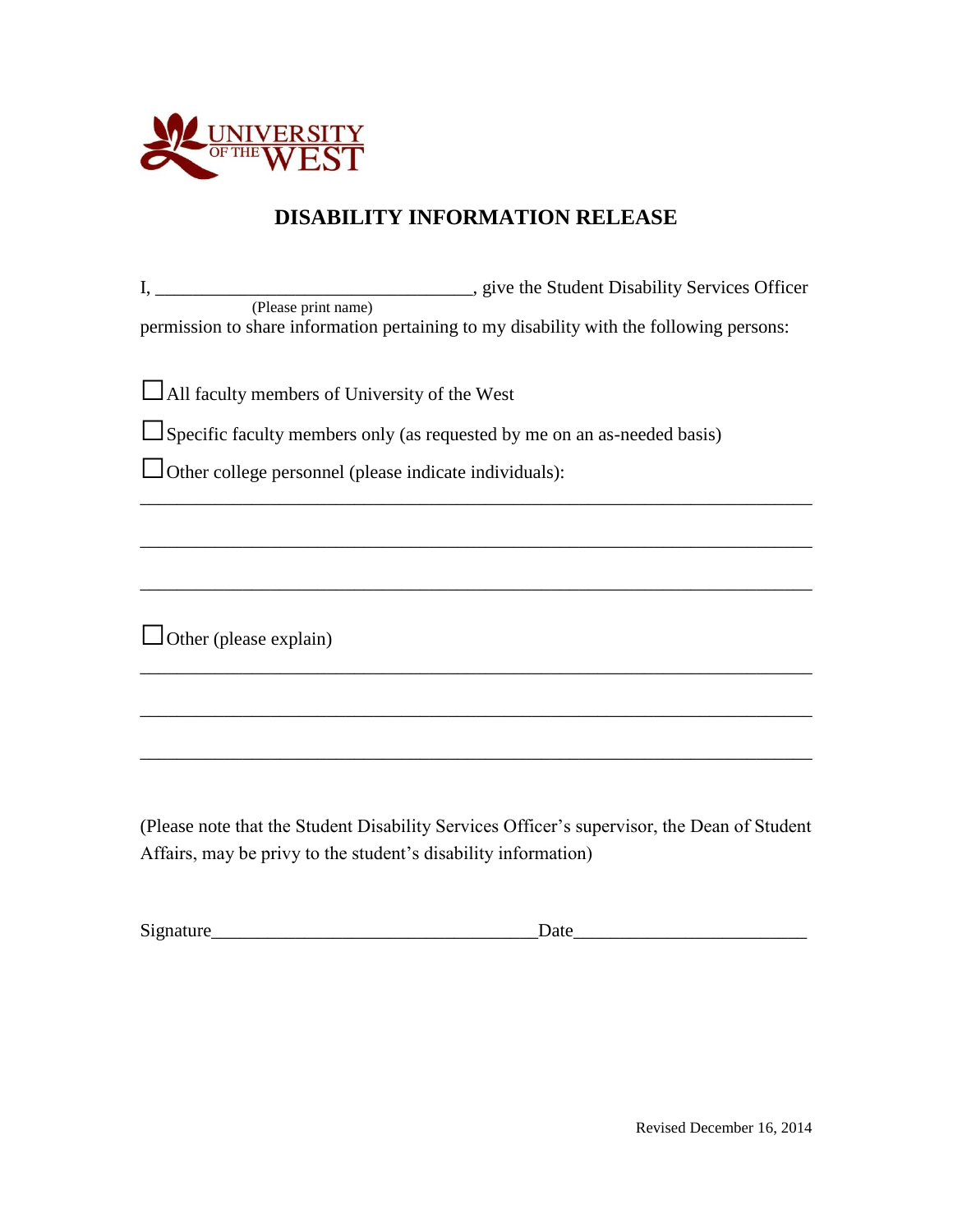UNIVERSITY OF THE WEST

# DISABILITY INFORMATION RELEASE

I, ________________________________, give the Student Disability Services Officer
(Please print name)
permission to share information pertaining to my disability with the following persons:

☐ All faculty members of University of the West

☐ Specific faculty members only (as requested by me on an as-needed basis)

☐ Other college personnel (please indicate individuals):

_____________________________________________________________________

_____________________________________________________________________

_____________________________________________________________________

☐ Other (please explain)

_____________________________________________________________________

_____________________________________________________________________

_____________________________________________________________________

(Please note that the Student Disability Services Officer's supervisor, the Dean of Student Affairs, may be privy to the student's disability information)

Signature__________________________________Date________________________

Revised December 16, 2014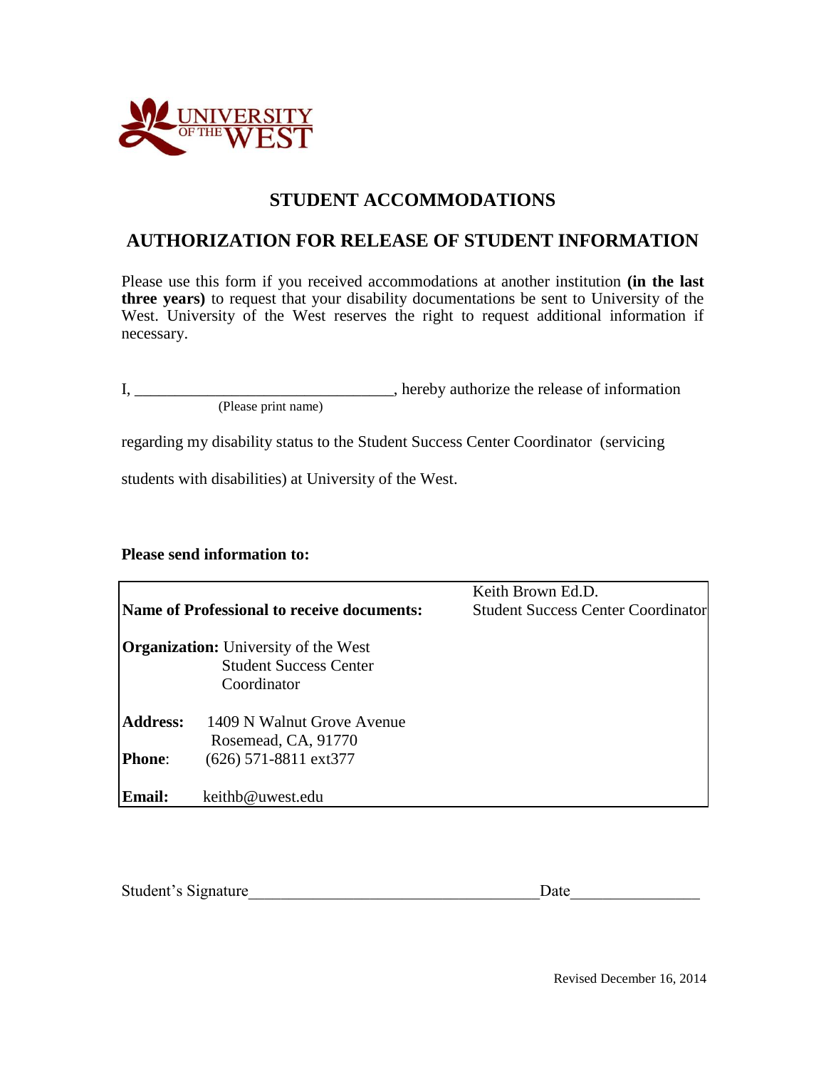UNIVERSITY OF THE WEST

# STUDENT ACCOMMODATIONS

## AUTHORIZATION FOR RELEASE OF STUDENT INFORMATION

Please use this form if you received accommodations at another institution **(in the last three years)** to request that your disability documentations be sent to University of the West. University of the West reserves the right to request additional information if necessary.

I, ________________________________, hereby authorize the release of information
(Please print name)

regarding my disability status to the Student Success Center Coordinator (servicing students with disabilities) at University of the West.

**Please send information to:**

| | |
|---|---|
| **Name of Professional to receive documents:** | Keith Brown Ed.D. Student Success Center Coordinator |
| **Organization:** University of the West Student Success Center Coordinator | |
| **Address:** 1409 N Walnut Grove Avenue Rosemead, CA, 91770 | |
| **Phone:** (626) 571-8811 ext377 | |
| **Email:** keithb@uwest.edu | |

Student's Signature___________________________________ Date________________

Revised December 16, 2014